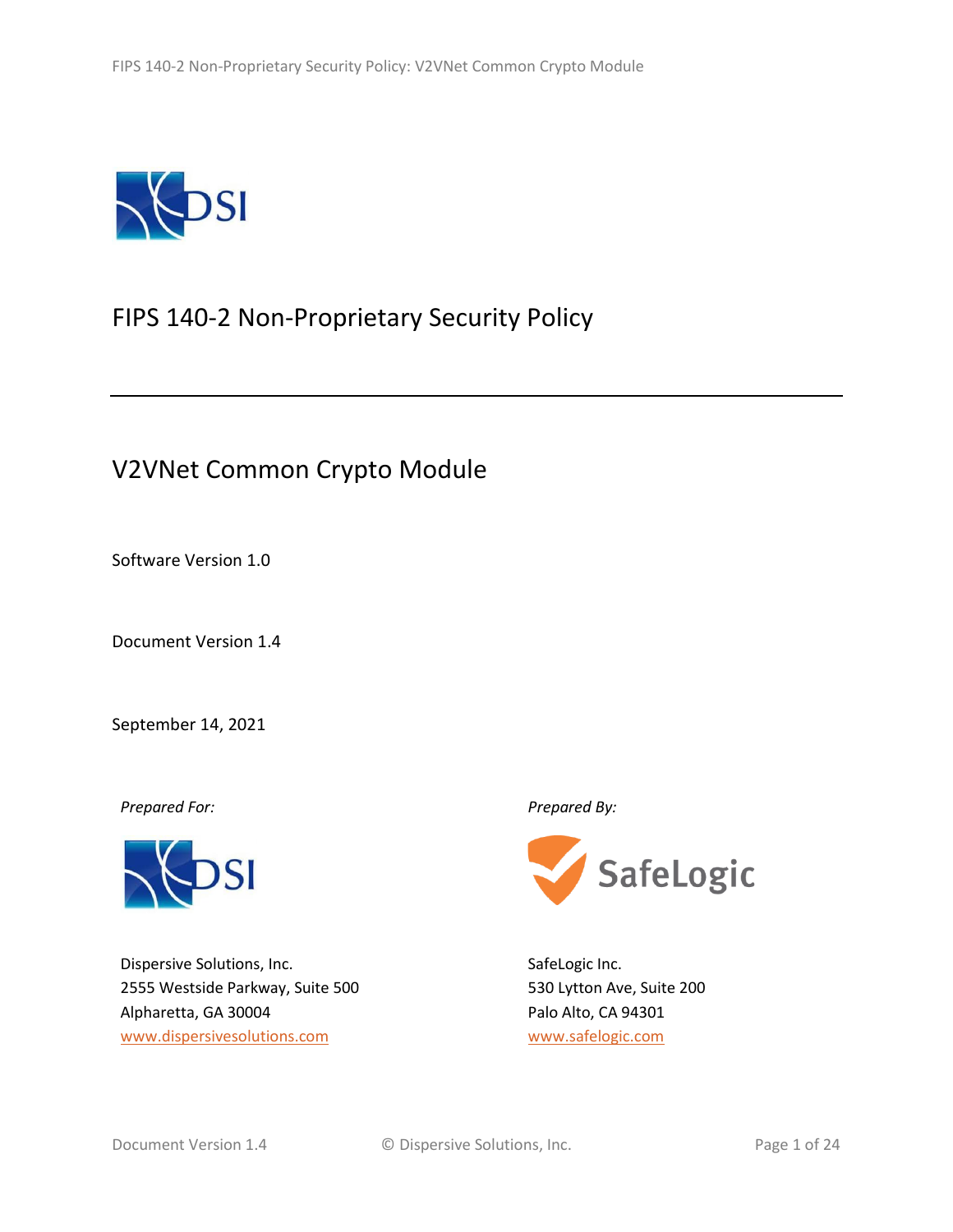# FIPS 140-2 Non-Proprietary Security Policy

## V2VNet Common Crypto Module

Software Version 1.0

Document Version 1.4

September 14, 2021

*Prepared For:*

Dispersive Solutions, Inc.
2555 Westside Parkway, Suite 500
Alpharetta, GA 30004
www.dispersivesolutions.com

*Prepared By:*

SafeLogic Inc.
530 Lytton Ave, Suite 200
Palo Alto, CA 94301
www.safelogic.com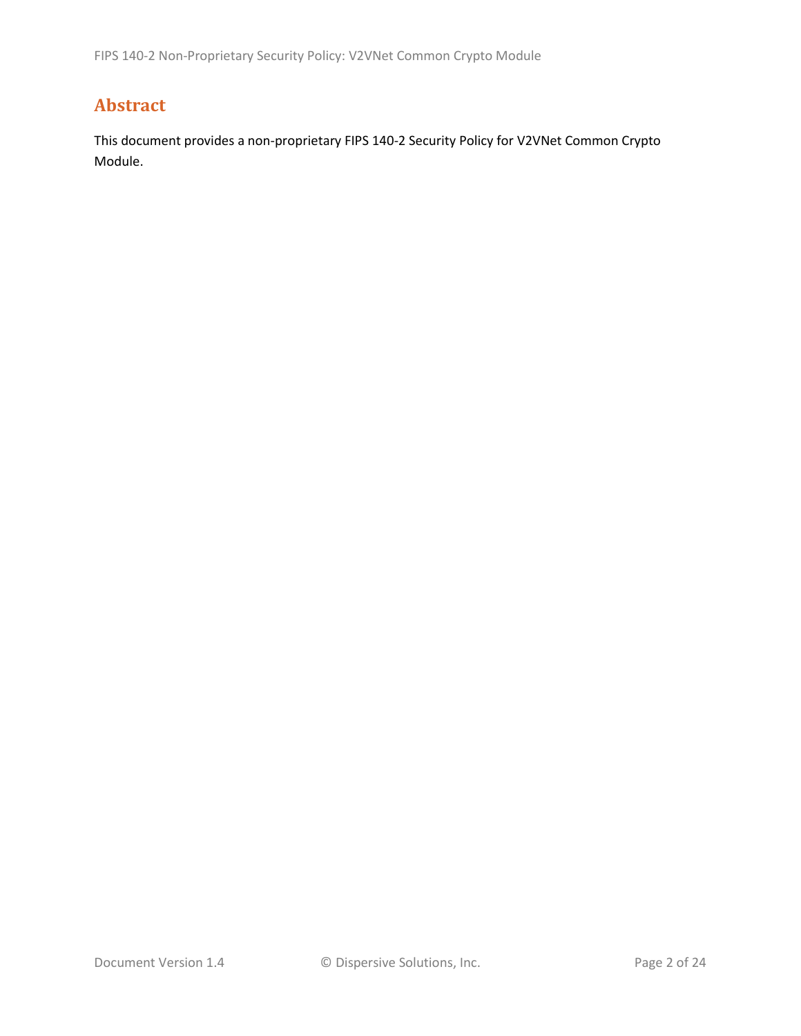# Abstract

This document provides a non-proprietary FIPS 140-2 Security Policy for V2VNet Common Crypto Module.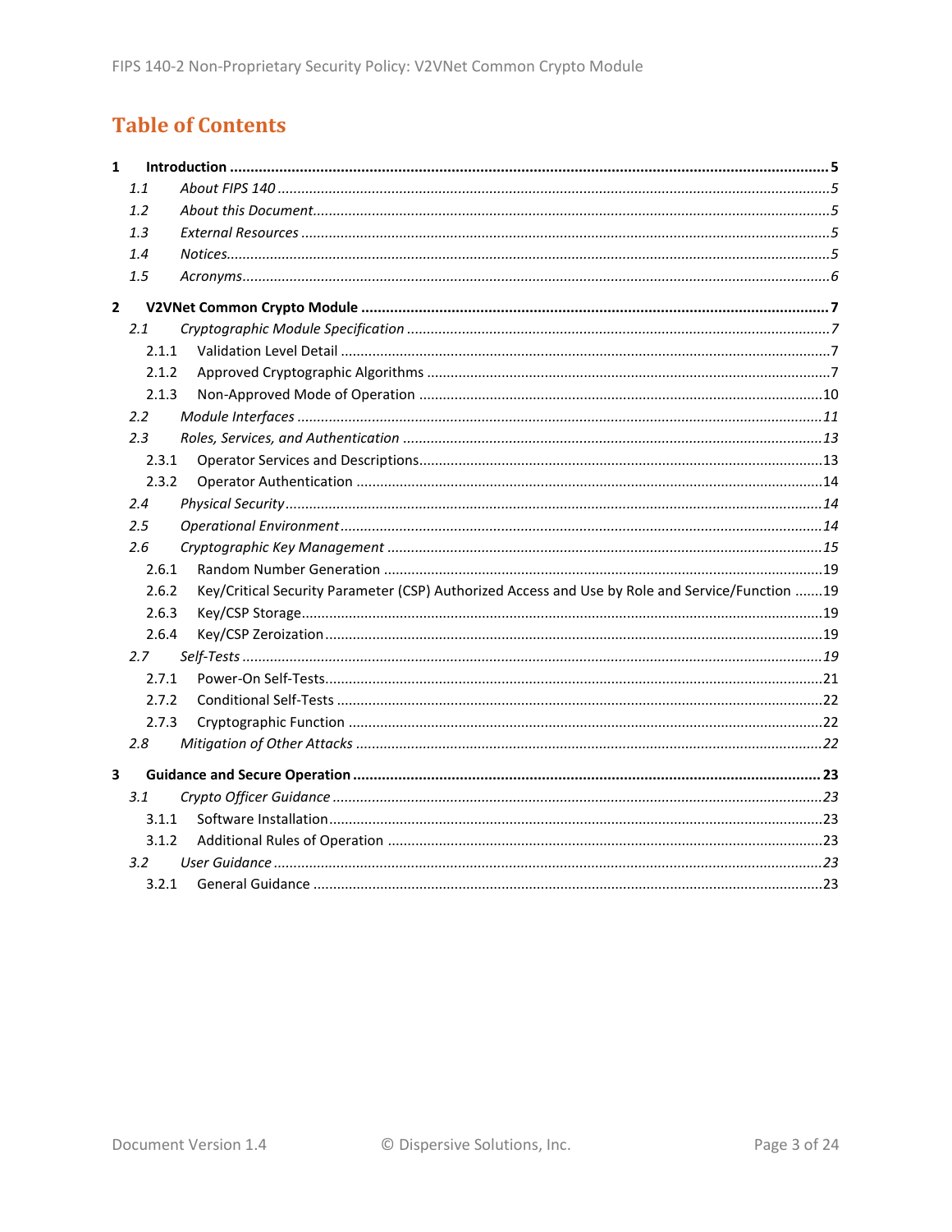# Table of Contents

**1 Introduction ..... 5**

*1.1 About FIPS 140 ..... 5*

*1.2 About this Document ..... 5*

*1.3 External Resources ..... 5*

*1.4 Notices ..... 5*

*1.5 Acronyms ..... 6*

**2 V2VNet Common Crypto Module ..... 7**

*2.1 Cryptographic Module Specification ..... 7*

2.1.1 Validation Level Detail ..... 7

2.1.2 Approved Cryptographic Algorithms ..... 7

2.1.3 Non-Approved Mode of Operation ..... 10

*2.2 Module Interfaces ..... 11*

*2.3 Roles, Services, and Authentication ..... 13*

2.3.1 Operator Services and Descriptions ..... 13

2.3.2 Operator Authentication ..... 14

*2.4 Physical Security ..... 14*

*2.5 Operational Environment ..... 14*

*2.6 Cryptographic Key Management ..... 15*

2.6.1 Random Number Generation ..... 19

2.6.2 Key/Critical Security Parameter (CSP) Authorized Access and Use by Role and Service/Function ..... 19

2.6.3 Key/CSP Storage ..... 19

2.6.4 Key/CSP Zeroization ..... 19

*2.7 Self-Tests ..... 19*

2.7.1 Power-On Self-Tests ..... 21

2.7.2 Conditional Self-Tests ..... 22

2.7.3 Cryptographic Function ..... 22

*2.8 Mitigation of Other Attacks ..... 22*

**3 Guidance and Secure Operation ..... 23**

*3.1 Crypto Officer Guidance ..... 23*

3.1.1 Software Installation ..... 23

3.1.2 Additional Rules of Operation ..... 23

*3.2 User Guidance ..... 23*

3.2.1 General Guidance ..... 23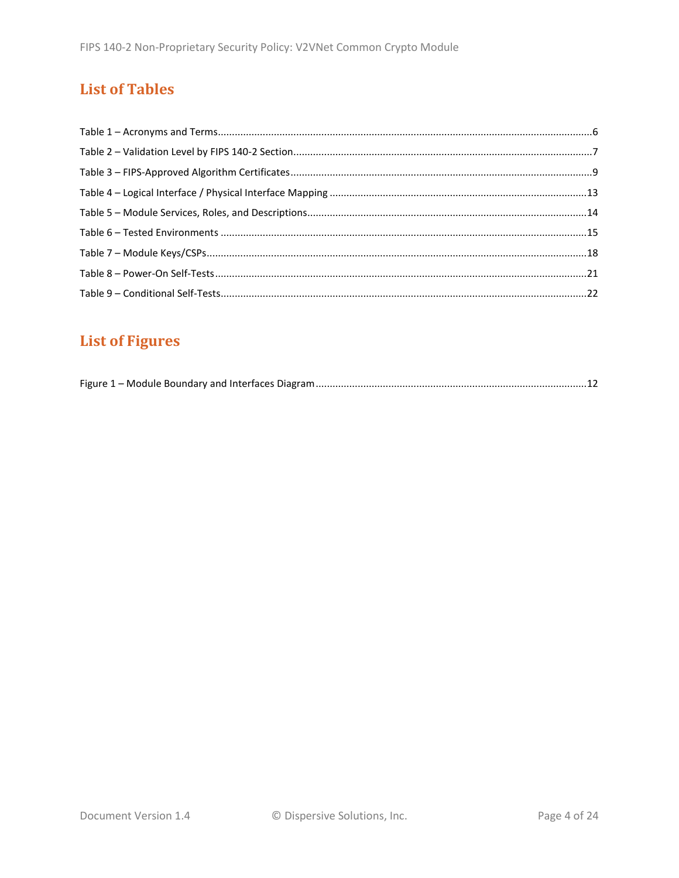## List of Tables

Table 1 – Acronyms and Terms....6

Table 2 – Validation Level by FIPS 140-2 Section....7

Table 3 – FIPS-Approved Algorithm Certificates....9

Table 4 – Logical Interface / Physical Interface Mapping....13

Table 5 – Module Services, Roles, and Descriptions....14

Table 6 – Tested Environments....15

Table 7 – Module Keys/CSPs....18

Table 8 – Power-On Self-Tests....21

Table 9 – Conditional Self-Tests....22

## List of Figures

Figure 1 – Module Boundary and Interfaces Diagram....12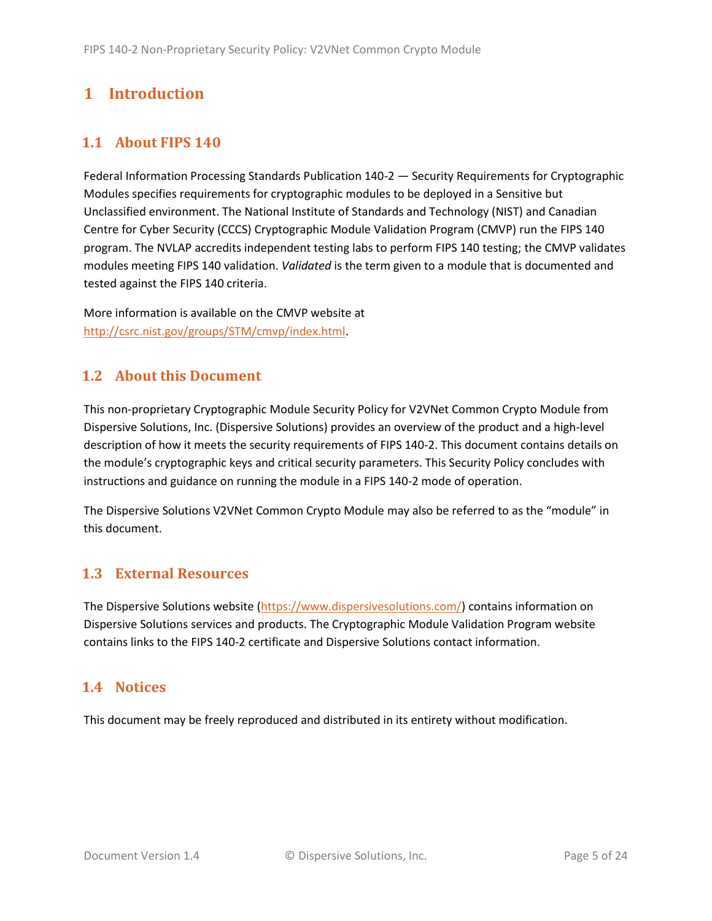# 1 Introduction

## 1.1 About FIPS 140

Federal Information Processing Standards Publication 140-2 — Security Requirements for Cryptographic Modules specifies requirements for cryptographic modules to be deployed in a Sensitive but Unclassified environment. The National Institute of Standards and Technology (NIST) and Canadian Centre for Cyber Security (CCCS) Cryptographic Module Validation Program (CMVP) run the FIPS 140 program. The NVLAP accredits independent testing labs to perform FIPS 140 testing; the CMVP validates modules meeting FIPS 140 validation. *Validated* is the term given to a module that is documented and tested against the FIPS 140 criteria.

More information is available on the CMVP website at [http://csrc.nist.gov/groups/STM/cmvp/index.html](http://csrc.nist.gov/groups/STM/cmvp/index.html).

## 1.2 About this Document

This non-proprietary Cryptographic Module Security Policy for V2VNet Common Crypto Module from Dispersive Solutions, Inc. (Dispersive Solutions) provides an overview of the product and a high-level description of how it meets the security requirements of FIPS 140-2. This document contains details on the module's cryptographic keys and critical security parameters. This Security Policy concludes with instructions and guidance on running the module in a FIPS 140-2 mode of operation.

The Dispersive Solutions V2VNet Common Crypto Module may also be referred to as the "module" in this document.

## 1.3 External Resources

The Dispersive Solutions website ([https://www.dispersivesolutions.com/](https://www.dispersivesolutions.com/)) contains information on Dispersive Solutions services and products. The Cryptographic Module Validation Program website contains links to the FIPS 140-2 certificate and Dispersive Solutions contact information.

## 1.4 Notices

This document may be freely reproduced and distributed in its entirety without modification.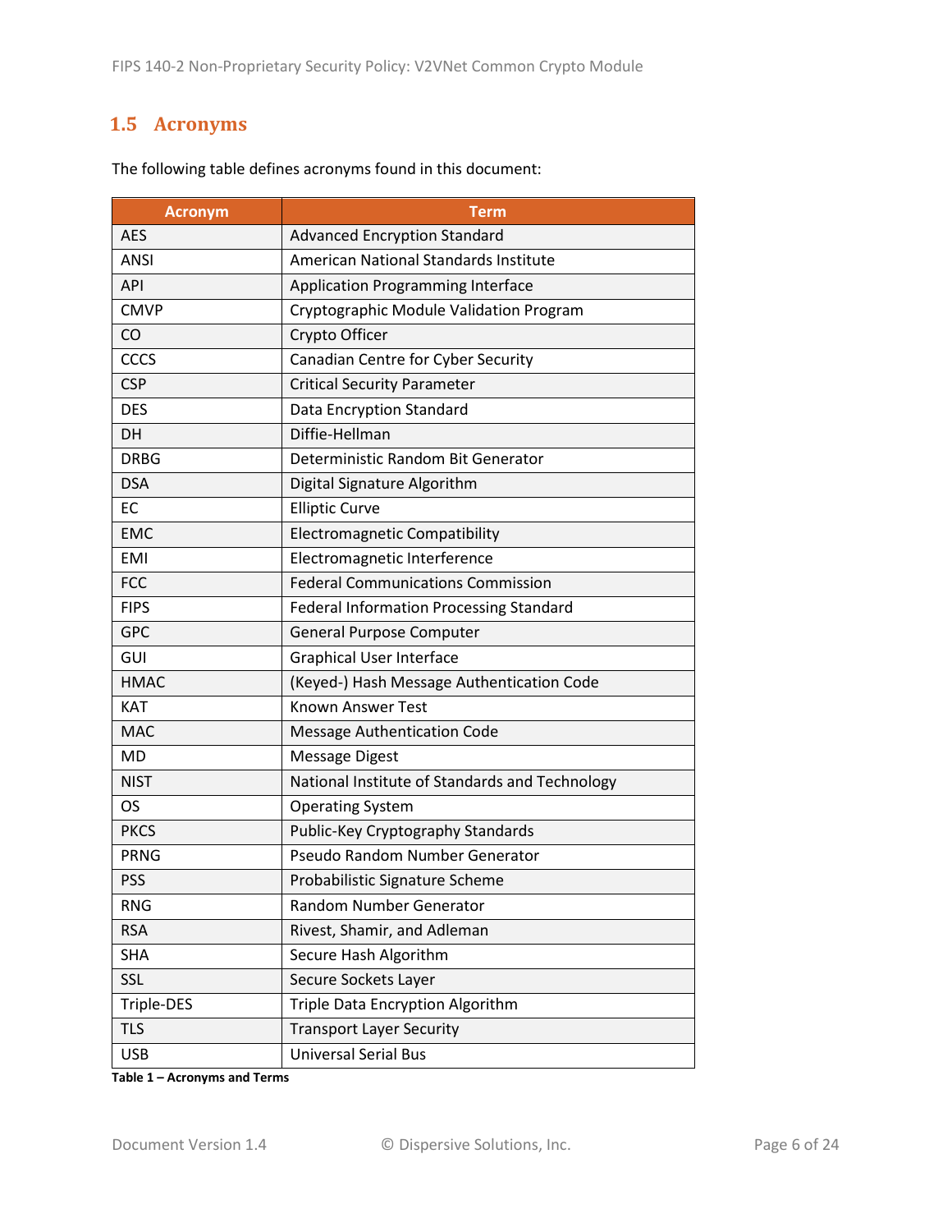## 1.5 Acronyms

The following table defines acronyms found in this document:

| Acronym | Term |
|---|---|
| AES | Advanced Encryption Standard |
| ANSI | American National Standards Institute |
| API | Application Programming Interface |
| CMVP | Cryptographic Module Validation Program |
| CO | Crypto Officer |
| CCCS | Canadian Centre for Cyber Security |
| CSP | Critical Security Parameter |
| DES | Data Encryption Standard |
| DH | Diffie-Hellman |
| DRBG | Deterministic Random Bit Generator |
| DSA | Digital Signature Algorithm |
| EC | Elliptic Curve |
| EMC | Electromagnetic Compatibility |
| EMI | Electromagnetic Interference |
| FCC | Federal Communications Commission |
| FIPS | Federal Information Processing Standard |
| GPC | General Purpose Computer |
| GUI | Graphical User Interface |
| HMAC | (Keyed-) Hash Message Authentication Code |
| KAT | Known Answer Test |
| MAC | Message Authentication Code |
| MD | Message Digest |
| NIST | National Institute of Standards and Technology |
| OS | Operating System |
| PKCS | Public-Key Cryptography Standards |
| PRNG | Pseudo Random Number Generator |
| PSS | Probabilistic Signature Scheme |
| RNG | Random Number Generator |
| RSA | Rivest, Shamir, and Adleman |
| SHA | Secure Hash Algorithm |
| SSL | Secure Sockets Layer |
| Triple-DES | Triple Data Encryption Algorithm |
| TLS | Transport Layer Security |
| USB | Universal Serial Bus |

**Table 1 – Acronyms and Terms**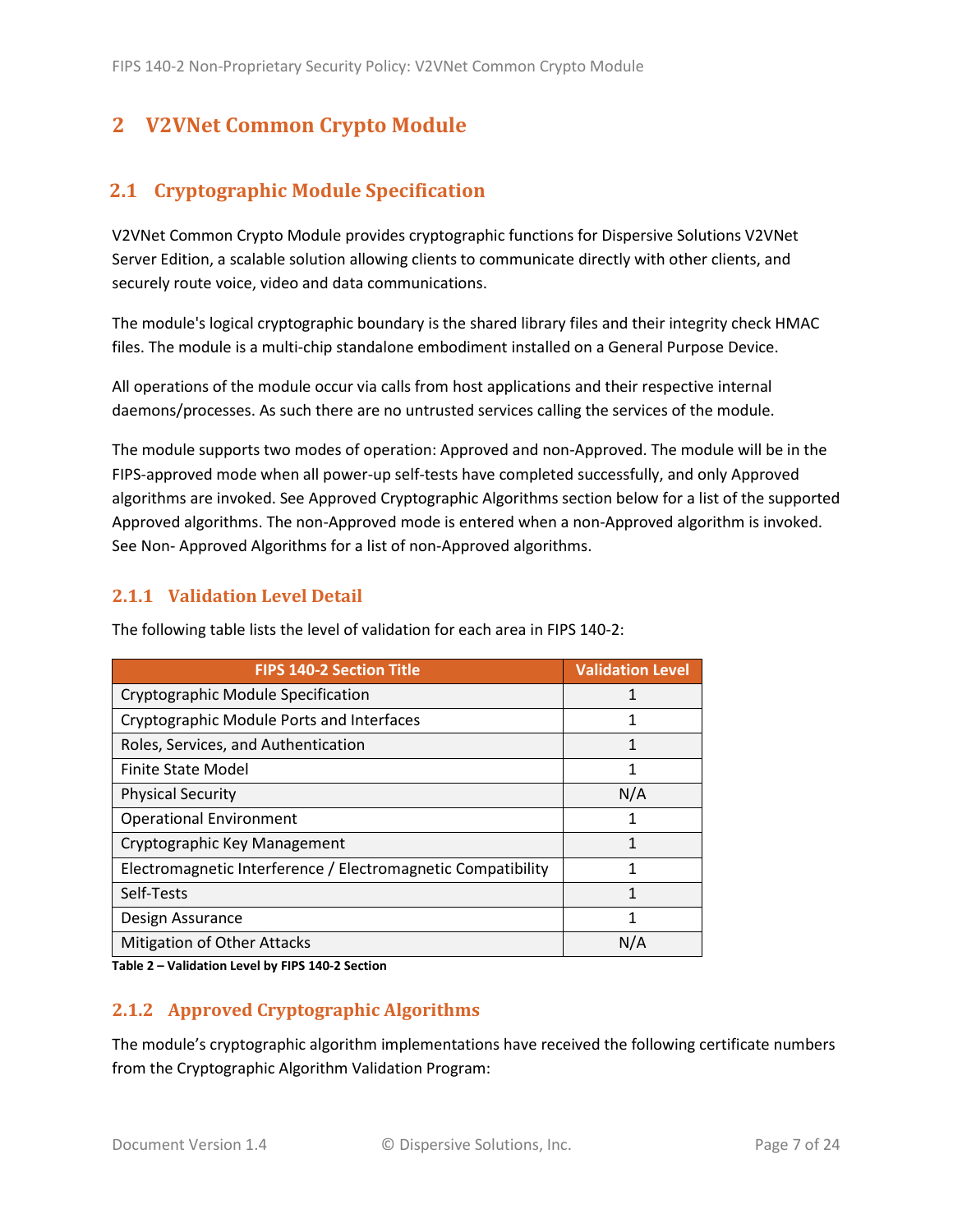# 2 V2VNet Common Crypto Module

## 2.1 Cryptographic Module Specification

V2VNet Common Crypto Module provides cryptographic functions for Dispersive Solutions V2VNet Server Edition, a scalable solution allowing clients to communicate directly with other clients, and securely route voice, video and data communications.

The module's logical cryptographic boundary is the shared library files and their integrity check HMAC files. The module is a multi-chip standalone embodiment installed on a General Purpose Device.

All operations of the module occur via calls from host applications and their respective internal daemons/processes. As such there are no untrusted services calling the services of the module.

The module supports two modes of operation: Approved and non-Approved. The module will be in the FIPS-approved mode when all power-up self-tests have completed successfully, and only Approved algorithms are invoked. See Approved Cryptographic Algorithms section below for a list of the supported Approved algorithms. The non-Approved mode is entered when a non-Approved algorithm is invoked. See Non- Approved Algorithms for a list of non-Approved algorithms.

### 2.1.1 Validation Level Detail

The following table lists the level of validation for each area in FIPS 140-2:

| FIPS 140-2 Section Title | Validation Level |
|---|---|
| Cryptographic Module Specification | 1 |
| Cryptographic Module Ports and Interfaces | 1 |
| Roles, Services, and Authentication | 1 |
| Finite State Model | 1 |
| Physical Security | N/A |
| Operational Environment | 1 |
| Cryptographic Key Management | 1 |
| Electromagnetic Interference / Electromagnetic Compatibility | 1 |
| Self-Tests | 1 |
| Design Assurance | 1 |
| Mitigation of Other Attacks | N/A |

**Table 2 – Validation Level by FIPS 140-2 Section**

### 2.1.2 Approved Cryptographic Algorithms

The module's cryptographic algorithm implementations have received the following certificate numbers from the Cryptographic Algorithm Validation Program: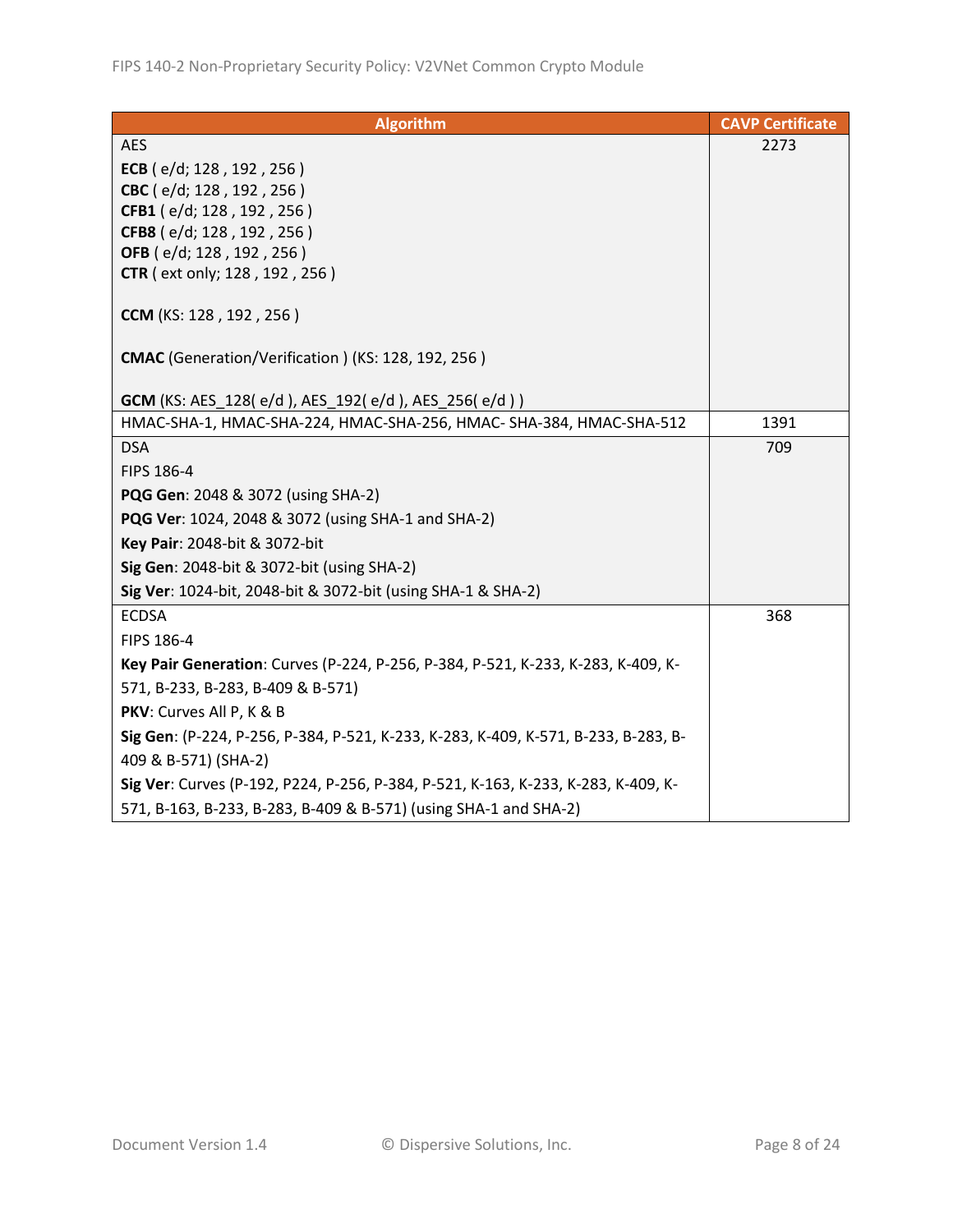| Algorithm | CAVP Certificate |
|---|---|
| AES<br>**ECB** ( e/d; 128 , 192 , 256 )<br>**CBC** ( e/d; 128 , 192 , 256 )<br>**CFB1** ( e/d; 128 , 192 , 256 )<br>**CFB8** ( e/d; 128 , 192 , 256 )<br>**OFB** ( e/d; 128 , 192 , 256 )<br>**CTR** ( ext only; 128 , 192 , 256 )<br><br>**CCM** (KS: 128 , 192 , 256 )<br><br>**CMAC** (Generation/Verification ) (KS: 128, 192, 256 )<br><br>**GCM** (KS: AES_128( e/d ), AES_192( e/d ), AES_256( e/d ) ) | 2273 |
| HMAC-SHA-1, HMAC-SHA-224, HMAC-SHA-256, HMAC- SHA-384, HMAC-SHA-512 | 1391 |
| DSA<br>FIPS 186-4<br>**PQG Gen**: 2048 & 3072 (using SHA-2)<br>**PQG Ver**: 1024, 2048 & 3072 (using SHA-1 and SHA-2)<br>**Key Pair**: 2048-bit & 3072-bit<br>**Sig Gen**: 2048-bit & 3072-bit (using SHA-2)<br>**Sig Ver**: 1024-bit, 2048-bit & 3072-bit (using SHA-1 & SHA-2) | 709 |
| ECDSA<br>FIPS 186-4<br>**Key Pair Generation**: Curves (P-224, P-256, P-384, P-521, K-233, K-283, K-409, K-571, B-233, B-283, B-409 & B-571)<br>**PKV**: Curves All P, K & B<br>**Sig Gen**: (P-224, P-256, P-384, P-521, K-233, K-283, K-409, K-571, B-233, B-283, B-409 & B-571) (SHA-2)<br>**Sig Ver**: Curves (P-192, P224, P-256, P-384, P-521, K-163, K-233, K-283, K-409, K-571, B-163, B-233, B-283, B-409 & B-571) (using SHA-1 and SHA-2) | 368 |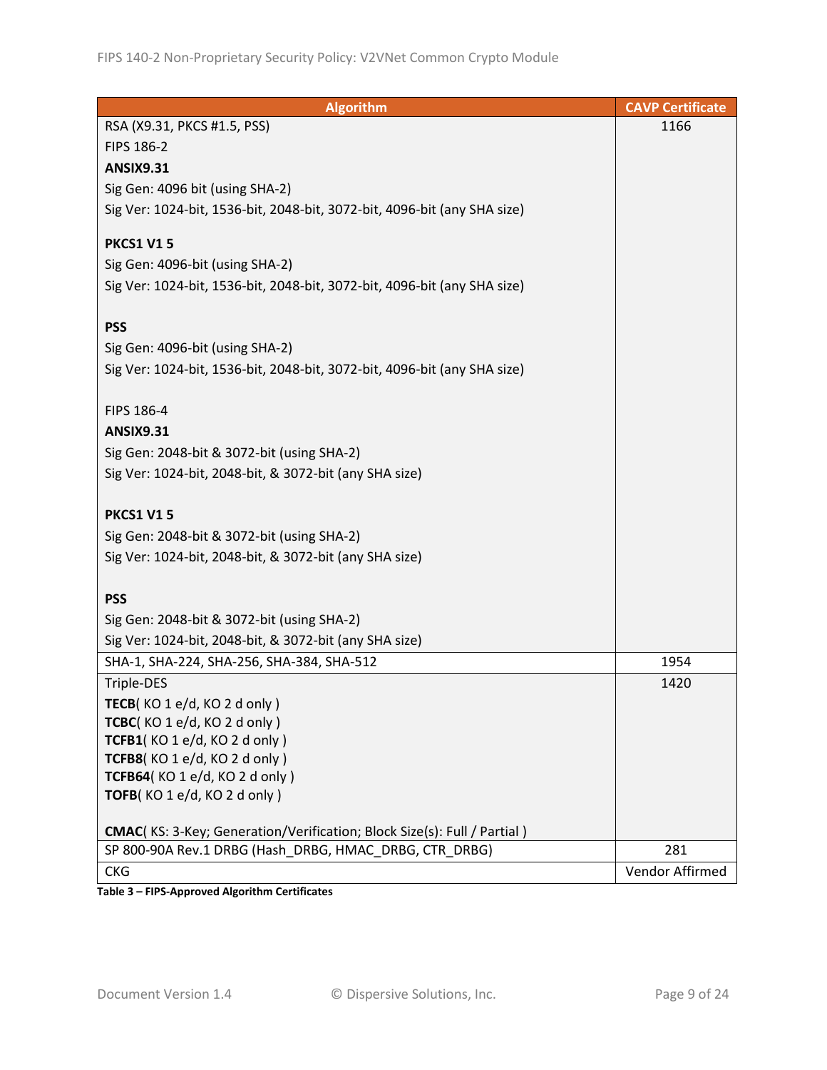| Algorithm | CAVP Certificate |
| --- | --- |
| RSA (X9.31, PKCS #1.5, PSS)<br>FIPS 186-2<br>**ANSIX9.31**<br>Sig Gen: 4096 bit (using SHA-2)<br>Sig Ver: 1024-bit, 1536-bit, 2048-bit, 3072-bit, 4096-bit (any SHA size)<br><br>**PKCS1 V1 5**<br>Sig Gen: 4096-bit (using SHA-2)<br>Sig Ver: 1024-bit, 1536-bit, 2048-bit, 3072-bit, 4096-bit (any SHA size)<br><br>**PSS**<br>Sig Gen: 4096-bit (using SHA-2)<br>Sig Ver: 1024-bit, 1536-bit, 2048-bit, 3072-bit, 4096-bit (any SHA size)<br><br>FIPS 186-4<br>**ANSIX9.31**<br>Sig Gen: 2048-bit & 3072-bit (using SHA-2)<br>Sig Ver: 1024-bit, 2048-bit, & 3072-bit (any SHA size)<br><br>**PKCS1 V1 5**<br>Sig Gen: 2048-bit & 3072-bit (using SHA-2)<br>Sig Ver: 1024-bit, 2048-bit, & 3072-bit (any SHA size)<br><br>**PSS**<br>Sig Gen: 2048-bit & 3072-bit (using SHA-2)<br>Sig Ver: 1024-bit, 2048-bit, & 3072-bit (any SHA size) | 1166 |
| SHA-1, SHA-224, SHA-256, SHA-384, SHA-512 | 1954 |
| Triple-DES<br>**TECB**( KO 1 e/d, KO 2 d only )<br>**TCBC**( KO 1 e/d, KO 2 d only )<br>**TCFB1**( KO 1 e/d, KO 2 d only )<br>**TCFB8**( KO 1 e/d, KO 2 d only )<br>**TCFB64**( KO 1 e/d, KO 2 d only )<br>**TOFB**( KO 1 e/d, KO 2 d only )<br><br>**CMAC**( KS: 3-Key; Generation/Verification; Block Size(s): Full / Partial ) | 1420 |
| SP 800-90A Rev.1 DRBG (Hash_DRBG, HMAC_DRBG, CTR_DRBG) | 281 |
| CKG | Vendor Affirmed |

**Table 3 – FIPS-Approved Algorithm Certificates**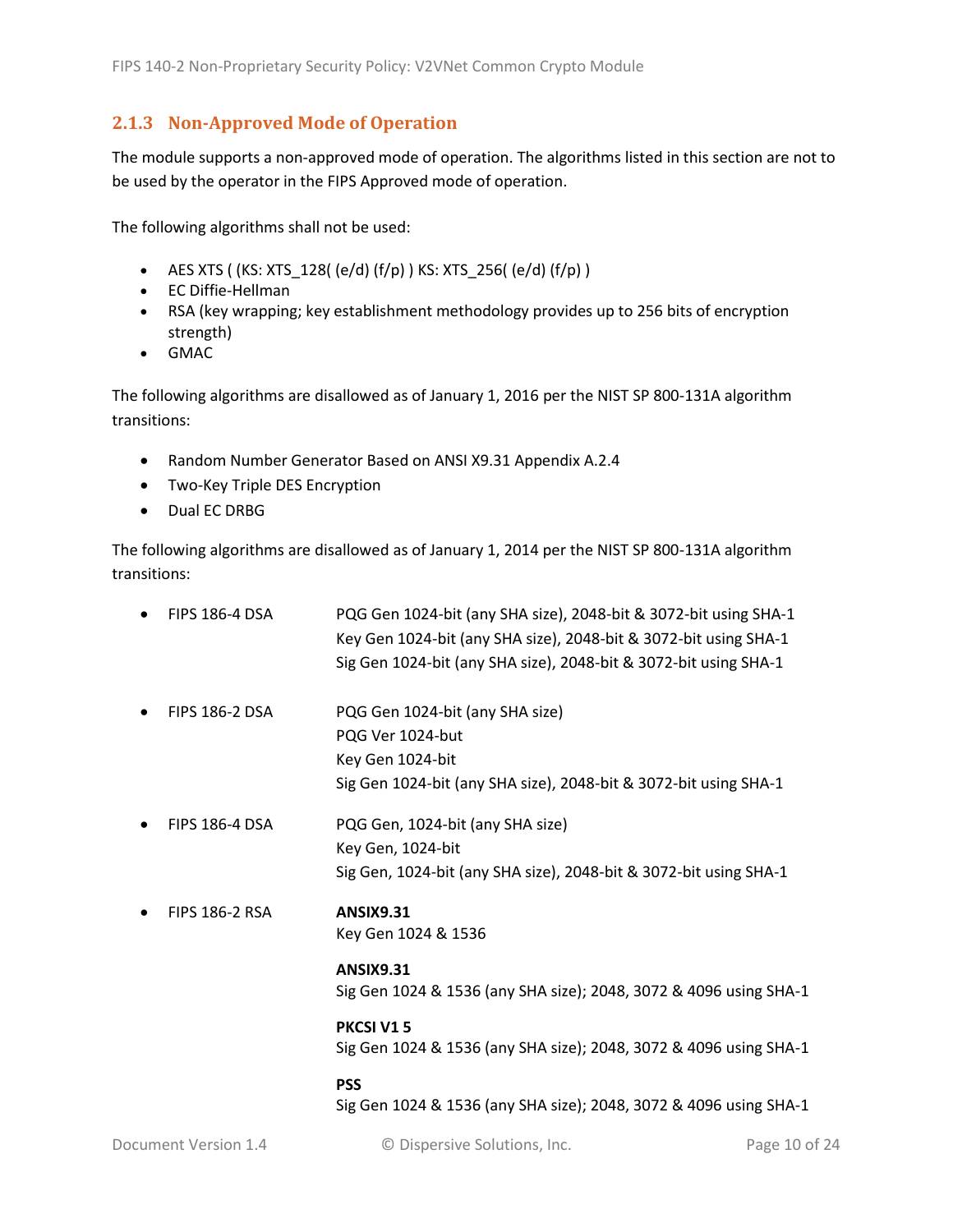### 2.1.3 Non-Approved Mode of Operation

The module supports a non-approved mode of operation. The algorithms listed in this section are not to be used by the operator in the FIPS Approved mode of operation.

The following algorithms shall not be used:

- AES XTS ( (KS: XTS_128( (e/d) (f/p) ) KS: XTS_256( (e/d) (f/p) )
- EC Diffie-Hellman
- RSA (key wrapping; key establishment methodology provides up to 256 bits of encryption strength)
- GMAC

The following algorithms are disallowed as of January 1, 2016 per the NIST SP 800-131A algorithm transitions:

- Random Number Generator Based on ANSI X9.31 Appendix A.2.4
- Two-Key Triple DES Encryption
- Dual EC DRBG

The following algorithms are disallowed as of January 1, 2014 per the NIST SP 800-131A algorithm transitions:

- FIPS 186-4 DSA
  PQG Gen 1024-bit (any SHA size), 2048-bit & 3072-bit using SHA-1
  Key Gen 1024-bit (any SHA size), 2048-bit & 3072-bit using SHA-1
  Sig Gen 1024-bit (any SHA size), 2048-bit & 3072-bit using SHA-1

- FIPS 186-2 DSA
  PQG Gen 1024-bit (any SHA size)
  PQG Ver 1024-but
  Key Gen 1024-bit
  Sig Gen 1024-bit (any SHA size), 2048-bit & 3072-bit using SHA-1

- FIPS 186-4 DSA
  PQG Gen, 1024-bit (any SHA size)
  Key Gen, 1024-bit
  Sig Gen, 1024-bit (any SHA size), 2048-bit & 3072-bit using SHA-1

- FIPS 186-2 RSA
  **ANSIX9.31**
  Key Gen 1024 & 1536

  **ANSIX9.31**
  Sig Gen 1024 & 1536 (any SHA size); 2048, 3072 & 4096 using SHA-1

  **PKCSI V1 5**
  Sig Gen 1024 & 1536 (any SHA size); 2048, 3072 & 4096 using SHA-1

  **PSS**
  Sig Gen 1024 & 1536 (any SHA size); 2048, 3072 & 4096 using SHA-1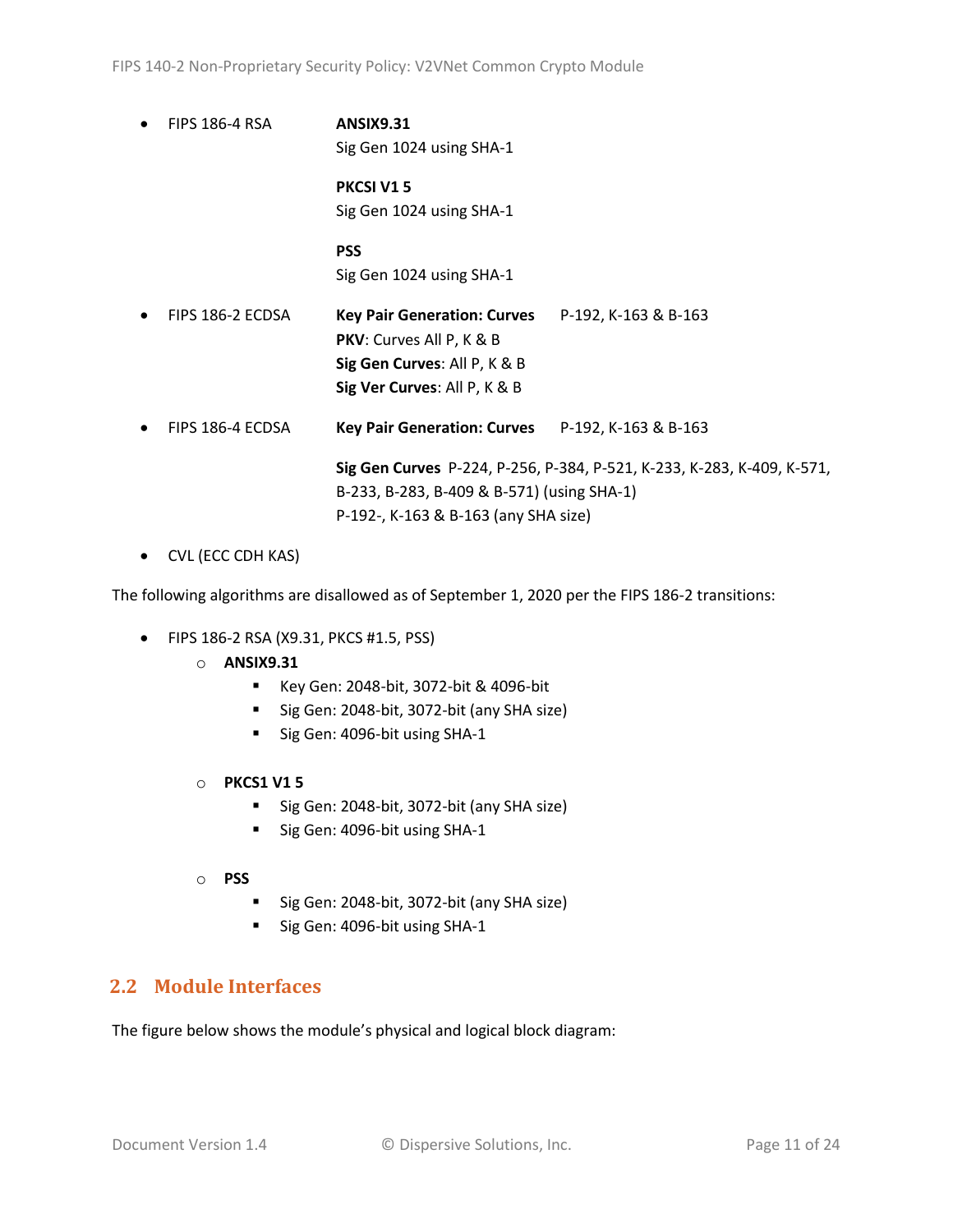- FIPS 186-4 RSA

  **ANSIX9.31**
  Sig Gen 1024 using SHA-1

  **PKCSI V1 5**
  Sig Gen 1024 using SHA-1

  **PSS**
  Sig Gen 1024 using SHA-1

- FIPS 186-2 ECDSA

  **Key Pair Generation: Curves** P-192, K-163 & B-163
  **PKV**: Curves All P, K & B
  **Sig Gen Curves**: All P, K & B
  **Sig Ver Curves**: All P, K & B

- FIPS 186-4 ECDSA

  **Key Pair Generation: Curves** P-192, K-163 & B-163

  **Sig Gen Curves** P-224, P-256, P-384, P-521, K-233, K-283, K-409, K-571, B-233, B-283, B-409 & B-571) (using SHA-1)
  P-192-, K-163 & B-163 (any SHA size)

- CVL (ECC CDH KAS)

The following algorithms are disallowed as of September 1, 2020 per the FIPS 186-2 transitions:

- FIPS 186-2 RSA (X9.31, PKCS #1.5, PSS)
  - **ANSIX9.31**
    - Key Gen: 2048-bit, 3072-bit & 4096-bit
    - Sig Gen: 2048-bit, 3072-bit (any SHA size)
    - Sig Gen: 4096-bit using SHA-1
  - **PKCS1 V1 5**
    - Sig Gen: 2048-bit, 3072-bit (any SHA size)
    - Sig Gen: 4096-bit using SHA-1
  - **PSS**
    - Sig Gen: 2048-bit, 3072-bit (any SHA size)
    - Sig Gen: 4096-bit using SHA-1

## 2.2 Module Interfaces

The figure below shows the module's physical and logical block diagram: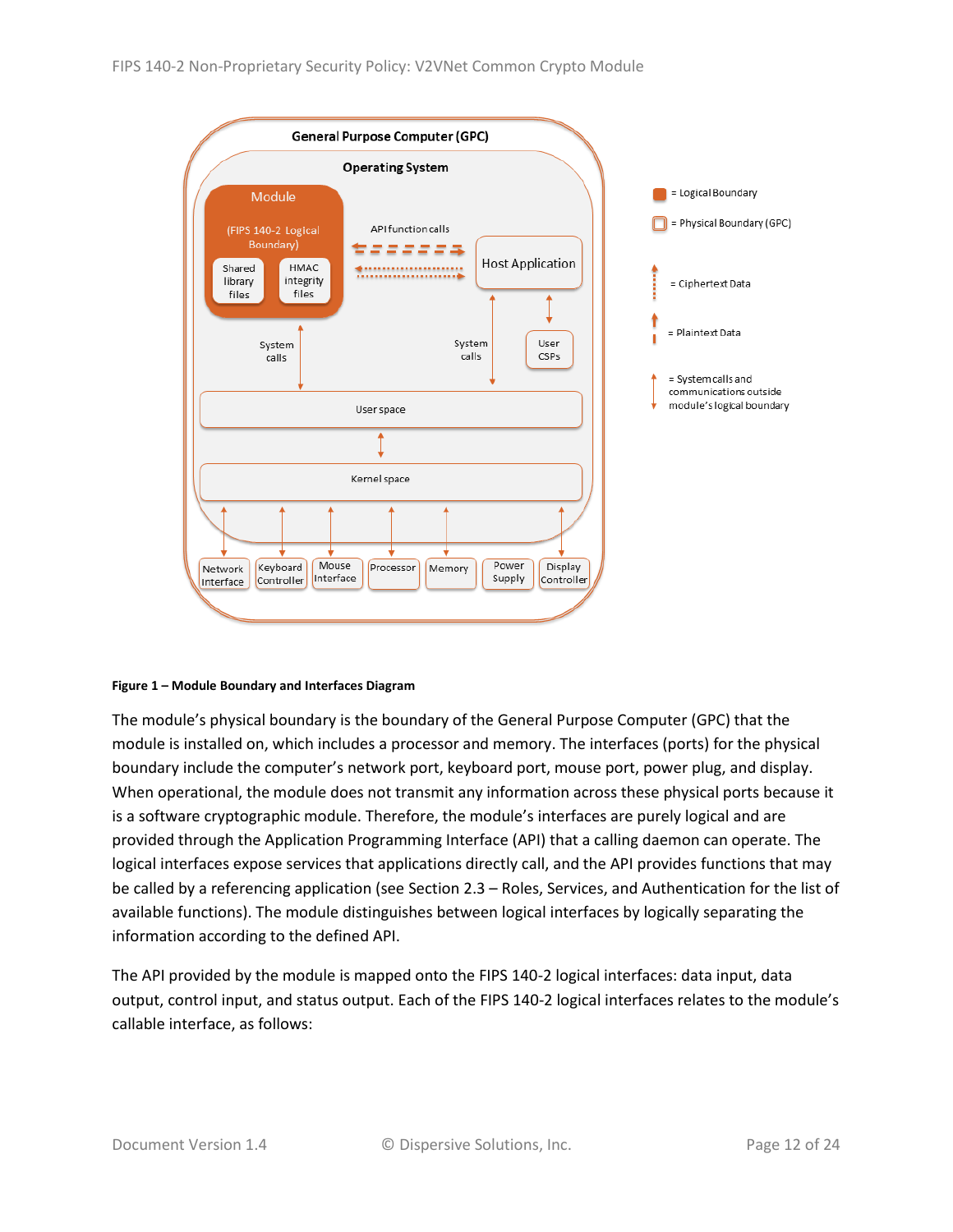**Figure 1 – Module Boundary and Interfaces Diagram**

The module's physical boundary is the boundary of the General Purpose Computer (GPC) that the module is installed on, which includes a processor and memory. The interfaces (ports) for the physical boundary include the computer's network port, keyboard port, mouse port, power plug, and display. When operational, the module does not transmit any information across these physical ports because it is a software cryptographic module. Therefore, the module's interfaces are purely logical and are provided through the Application Programming Interface (API) that a calling daemon can operate. The logical interfaces expose services that applications directly call, and the API provides functions that may be called by a referencing application (see Section 2.3 – Roles, Services, and Authentication for the list of available functions). The module distinguishes between logical interfaces by logically separating the information according to the defined API.

The API provided by the module is mapped onto the FIPS 140-2 logical interfaces: data input, data output, control input, and status output. Each of the FIPS 140-2 logical interfaces relates to the module's callable interface, as follows: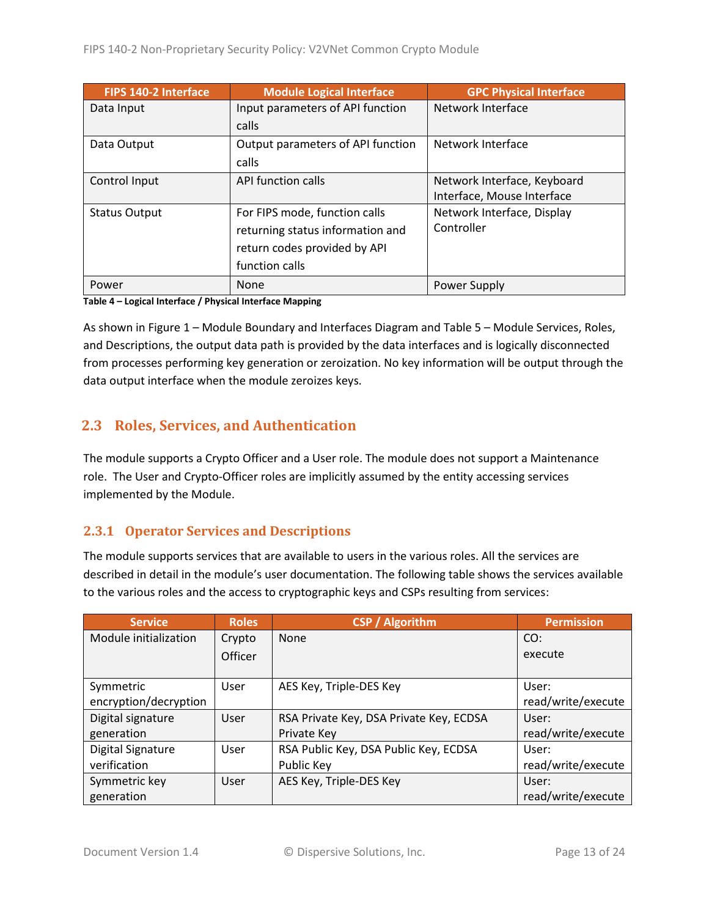| FIPS 140-2 Interface | Module Logical Interface | GPC Physical Interface |
|---|---|---|
| Data Input | Input parameters of API function calls | Network Interface |
| Data Output | Output parameters of API function calls | Network Interface |
| Control Input | API function calls | Network Interface, Keyboard Interface, Mouse Interface |
| Status Output | For FIPS mode, function calls returning status information and return codes provided by API function calls | Network Interface, Display Controller |
| Power | None | Power Supply |

**Table 4 – Logical Interface / Physical Interface Mapping**

As shown in Figure 1 – Module Boundary and Interfaces Diagram and Table 5 – Module Services, Roles, and Descriptions, the output data path is provided by the data interfaces and is logically disconnected from processes performing key generation or zeroization. No key information will be output through the data output interface when the module zeroizes keys.

## 2.3 Roles, Services, and Authentication

The module supports a Crypto Officer and a User role. The module does not support a Maintenance role. The User and Crypto-Officer roles are implicitly assumed by the entity accessing services implemented by the Module.

### 2.3.1 Operator Services and Descriptions

The module supports services that are available to users in the various roles. All the services are described in detail in the module's user documentation. The following table shows the services available to the various roles and the access to cryptographic keys and CSPs resulting from services:

| Service | Roles | CSP / Algorithm | Permission |
|---|---|---|---|
| Module initialization | Crypto Officer | None | CO: execute |
| Symmetric encryption/decryption | User | AES Key, Triple-DES Key | User: read/write/execute |
| Digital signature generation | User | RSA Private Key, DSA Private Key, ECDSA Private Key | User: read/write/execute |
| Digital Signature verification | User | RSA Public Key, DSA Public Key, ECDSA Public Key | User: read/write/execute |
| Symmetric key generation | User | AES Key, Triple-DES Key | User: read/write/execute |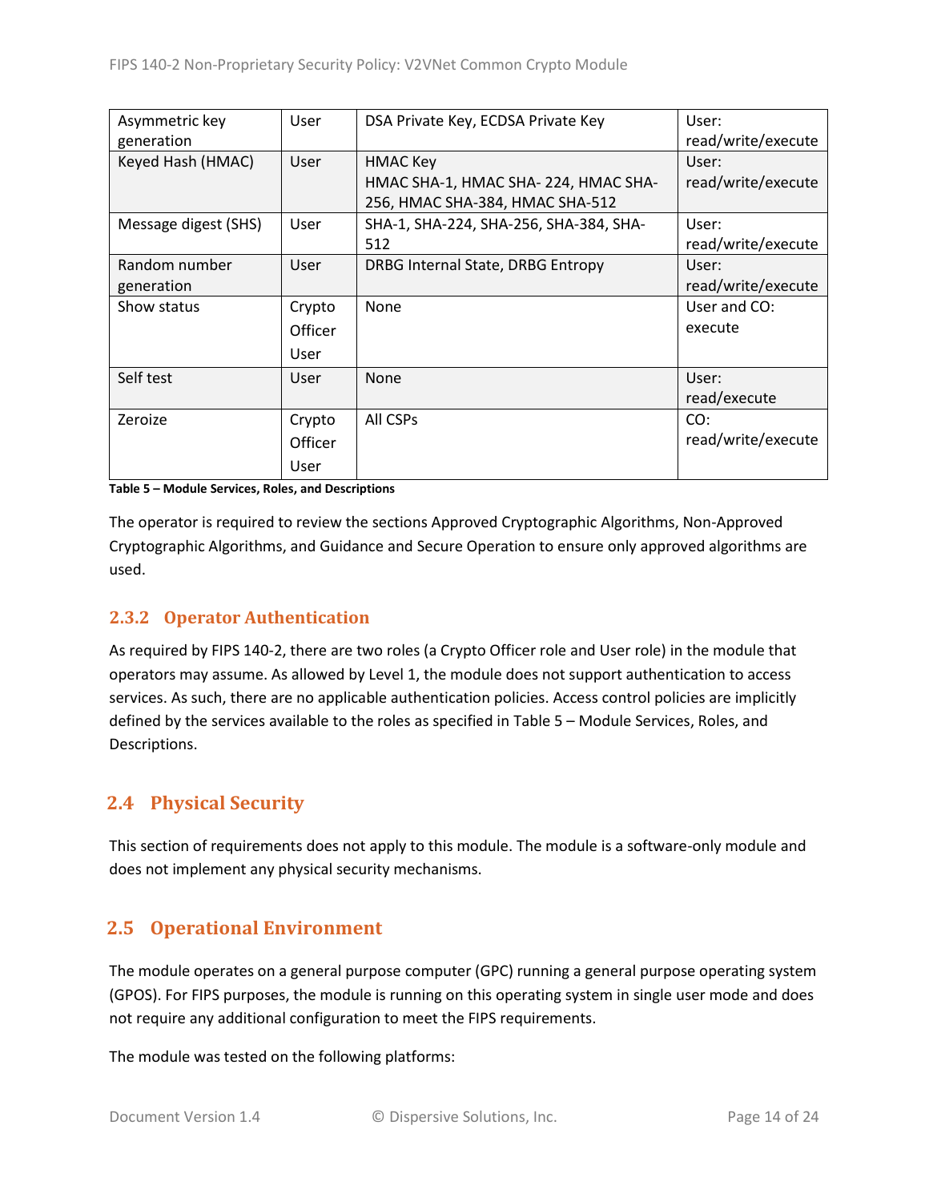| Asymmetric key generation | User | DSA Private Key, ECDSA Private Key | User: read/write/execute |
|---|---|---|---|
| Keyed Hash (HMAC) | User | HMAC Key<br>HMAC SHA-1, HMAC SHA- 224, HMAC SHA-256, HMAC SHA-384, HMAC SHA-512 | User: read/write/execute |
| Message digest (SHS) | User | SHA-1, SHA-224, SHA-256, SHA-384, SHA-512 | User: read/write/execute |
| Random number generation | User | DRBG Internal State, DRBG Entropy | User: read/write/execute |
| Show status | Crypto Officer<br>User | None | User and CO: execute |
| Self test | User | None | User: read/execute |
| Zeroize | Crypto Officer<br>User | All CSPs | CO: read/write/execute |

**Table 5 – Module Services, Roles, and Descriptions**

The operator is required to review the sections Approved Cryptographic Algorithms, Non-Approved Cryptographic Algorithms, and Guidance and Secure Operation to ensure only approved algorithms are used.

### 2.3.2 Operator Authentication

As required by FIPS 140-2, there are two roles (a Crypto Officer role and User role) in the module that operators may assume. As allowed by Level 1, the module does not support authentication to access services. As such, there are no applicable authentication policies. Access control policies are implicitly defined by the services available to the roles as specified in Table 5 – Module Services, Roles, and Descriptions.

## 2.4 Physical Security

This section of requirements does not apply to this module. The module is a software-only module and does not implement any physical security mechanisms.

## 2.5 Operational Environment

The module operates on a general purpose computer (GPC) running a general purpose operating system (GPOS). For FIPS purposes, the module is running on this operating system in single user mode and does not require any additional configuration to meet the FIPS requirements.

The module was tested on the following platforms: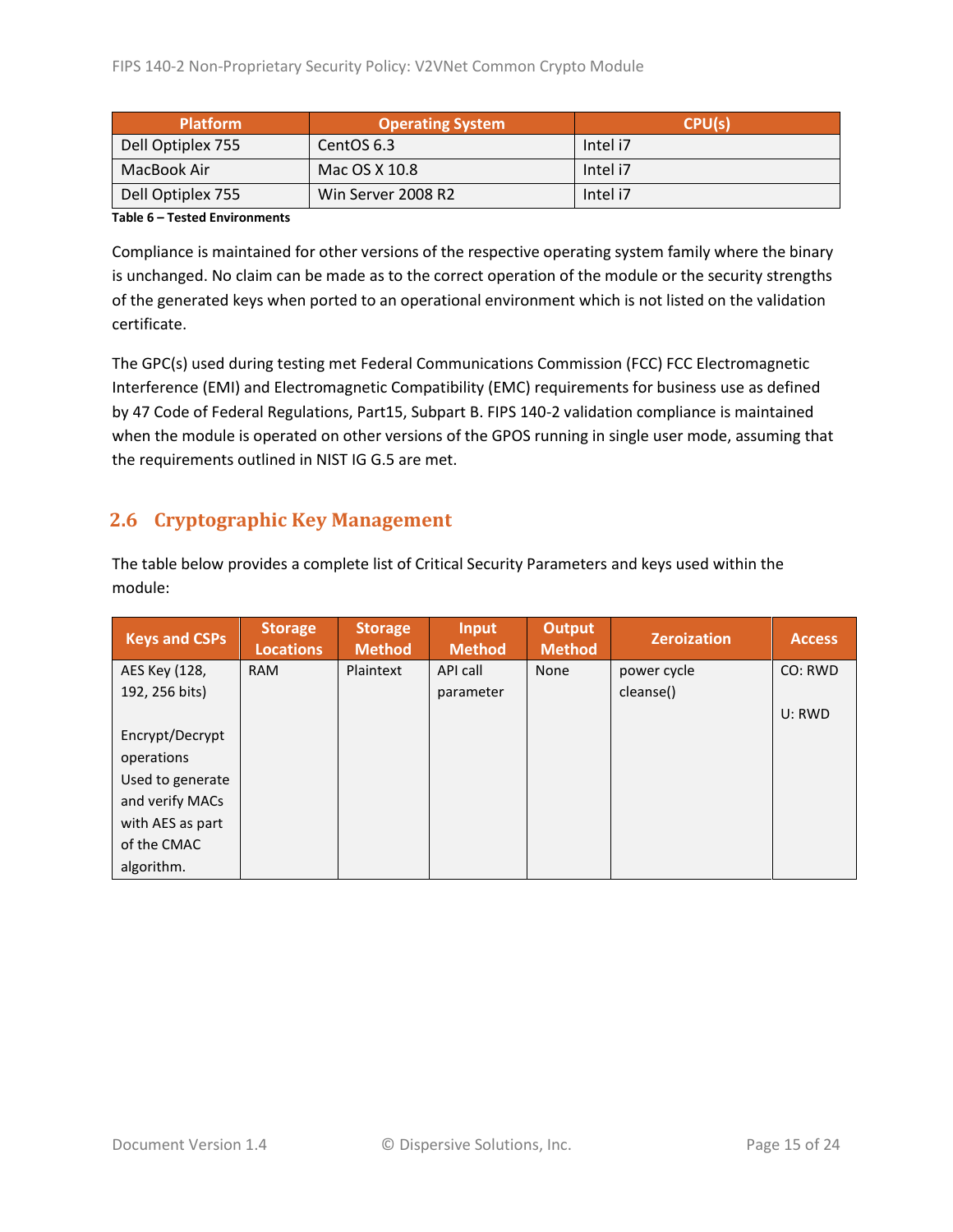| Platform | Operating System | CPU(s) |
|---|---|---|
| Dell Optiplex 755 | CentOS 6.3 | Intel i7 |
| MacBook Air | Mac OS X 10.8 | Intel i7 |
| Dell Optiplex 755 | Win Server 2008 R2 | Intel i7 |

**Table 6 – Tested Environments**

Compliance is maintained for other versions of the respective operating system family where the binary is unchanged. No claim can be made as to the correct operation of the module or the security strengths of the generated keys when ported to an operational environment which is not listed on the validation certificate.

The GPC(s) used during testing met Federal Communications Commission (FCC) FCC Electromagnetic Interference (EMI) and Electromagnetic Compatibility (EMC) requirements for business use as defined by 47 Code of Federal Regulations, Part15, Subpart B. FIPS 140-2 validation compliance is maintained when the module is operated on other versions of the GPOS running in single user mode, assuming that the requirements outlined in NIST IG G.5 are met.

## 2.6 Cryptographic Key Management

The table below provides a complete list of Critical Security Parameters and keys used within the module:

| Keys and CSPs | Storage Locations | Storage Method | Input Method | Output Method | Zeroization | Access |
|---|---|---|---|---|---|---|
| AES Key (128, 192, 256 bits)<br><br>Encrypt/Decrypt operations Used to generate and verify MACs with AES as part of the CMAC algorithm. | RAM | Plaintext | API call parameter | None | power cycle cleanse() | CO: RWD<br><br>U: RWD |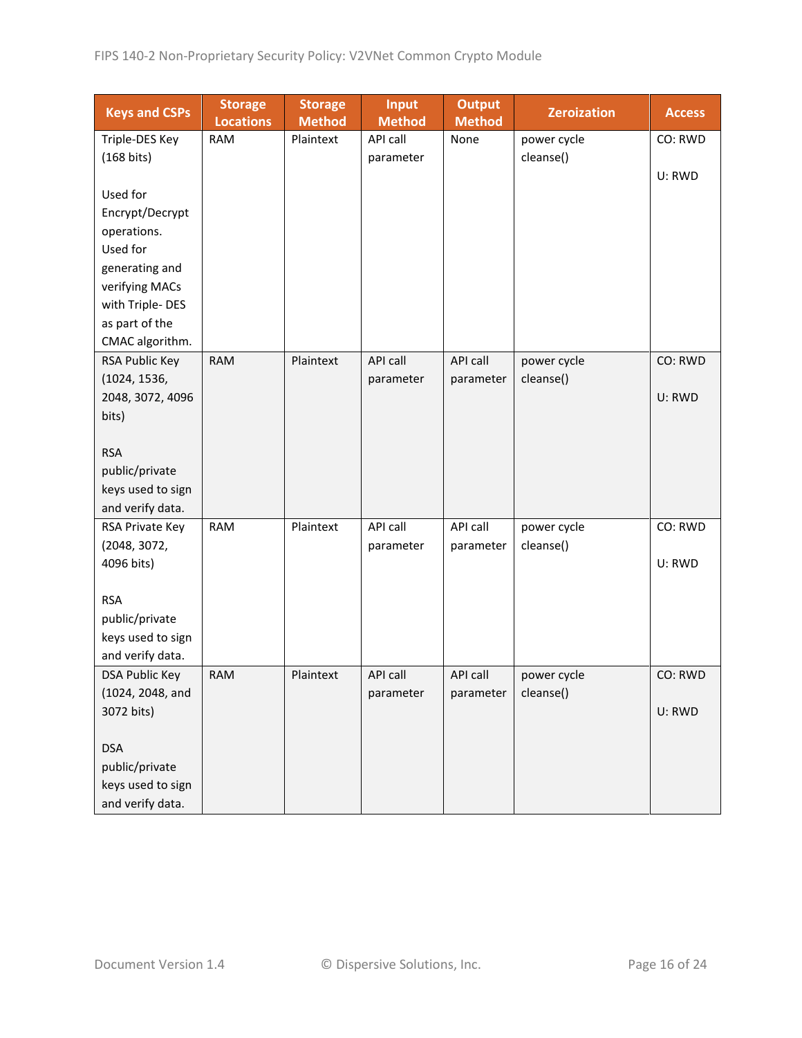| Keys and CSPs | Storage Locations | Storage Method | Input Method | Output Method | Zeroization | Access |
|---|---|---|---|---|---|---|
| Triple-DES Key (168 bits)<br><br>Used for Encrypt/Decrypt operations. Used for generating and verifying MACs with Triple- DES as part of the CMAC algorithm. | RAM | Plaintext | API call parameter | None | power cycle cleanse() | CO: RWD<br><br>U: RWD |
| RSA Public Key (1024, 1536, 2048, 3072, 4096 bits)<br><br>RSA public/private keys used to sign and verify data. | RAM | Plaintext | API call parameter | API call parameter | power cycle cleanse() | CO: RWD<br><br>U: RWD |
| RSA Private Key (2048, 3072, 4096 bits)<br><br>RSA public/private keys used to sign and verify data. | RAM | Plaintext | API call parameter | API call parameter | power cycle cleanse() | CO: RWD<br><br>U: RWD |
| DSA Public Key (1024, 2048, and 3072 bits)<br><br>DSA public/private keys used to sign and verify data. | RAM | Plaintext | API call parameter | API call parameter | power cycle cleanse() | CO: RWD<br><br>U: RWD |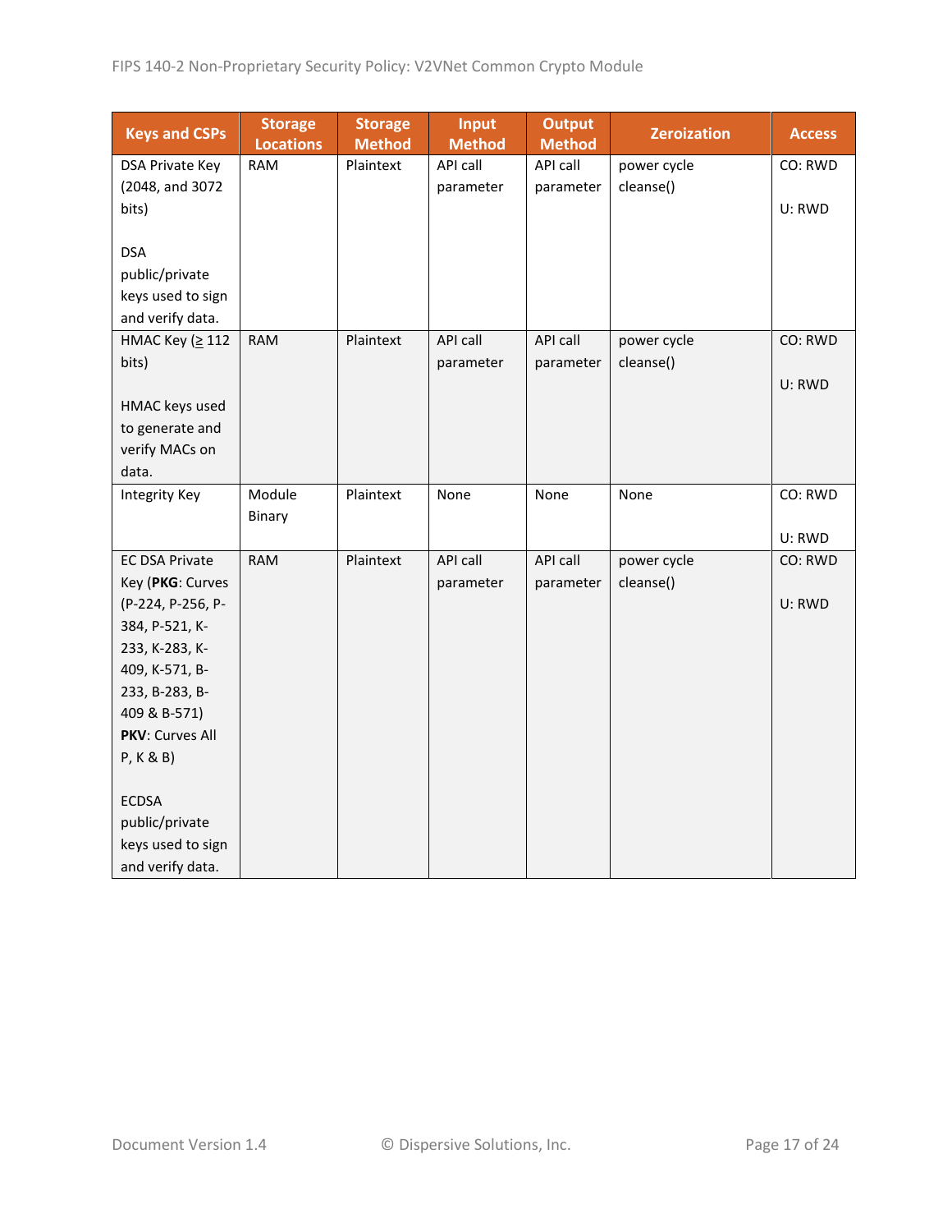| Keys and CSPs | Storage Locations | Storage Method | Input Method | Output Method | Zeroization | Access |
|---|---|---|---|---|---|---|
| DSA Private Key (2048, and 3072 bits)<br><br>DSA public/private keys used to sign and verify data. | RAM | Plaintext | API call parameter | API call parameter | power cycle cleanse() | CO: RWD<br><br>U: RWD |
| HMAC Key (≥ 112 bits)<br><br>HMAC keys used to generate and verify MACs on data. | RAM | Plaintext | API call parameter | API call parameter | power cycle cleanse() | CO: RWD<br><br>U: RWD |
| Integrity Key | Module Binary | Plaintext | None | None | None | CO: RWD<br><br>U: RWD |
| EC DSA Private Key (**PKG**: Curves (P-224, P-256, P-384, P-521, K-233, K-283, K-409, K-571, B-233, B-283, B-409 & B-571) **PKV**: Curves All P, K & B)<br><br>ECDSA public/private keys used to sign and verify data. | RAM | Plaintext | API call parameter | API call parameter | power cycle cleanse() | CO: RWD<br><br>U: RWD |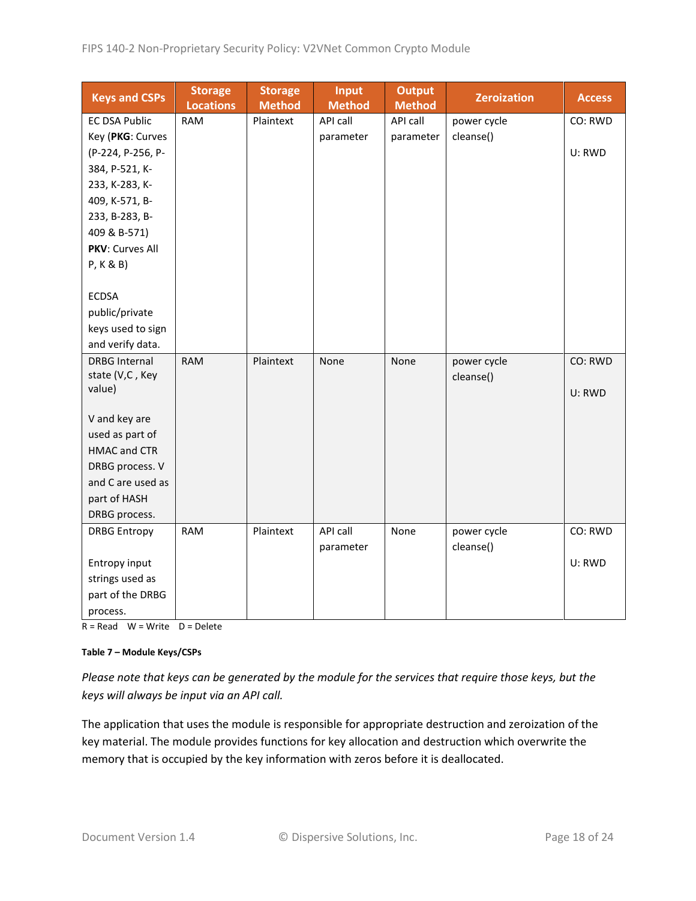| Keys and CSPs | Storage Locations | Storage Method | Input Method | Output Method | Zeroization | Access |
|---|---|---|---|---|---|---|
| EC DSA Public Key (**PKG**: Curves (P-224, P-256, P-384, P-521, K-233, K-283, K-409, K-571, B-233, B-283, B-409 & B-571) **PKV**: Curves All P, K & B)<br><br>ECDSA public/private keys used to sign and verify data. | RAM | Plaintext | API call parameter | API call parameter | power cycle cleanse() | CO: RWD<br><br>U: RWD |
| DRBG Internal state (V,C , Key value)<br><br>V and key are used as part of HMAC and CTR DRBG process. V and C are used as part of HASH DRBG process. | RAM | Plaintext | None | None | power cycle cleanse() | CO: RWD<br><br>U: RWD |
| DRBG Entropy<br><br>Entropy input strings used as part of the DRBG process. | RAM | Plaintext | API call parameter | None | power cycle cleanse() | CO: RWD<br><br>U: RWD |

R = Read W = Write D = Delete

**Table 7 – Module Keys/CSPs**

*Please note that keys can be generated by the module for the services that require those keys, but the keys will always be input via an API call.*

The application that uses the module is responsible for appropriate destruction and zeroization of the key material. The module provides functions for key allocation and destruction which overwrite the memory that is occupied by the key information with zeros before it is deallocated.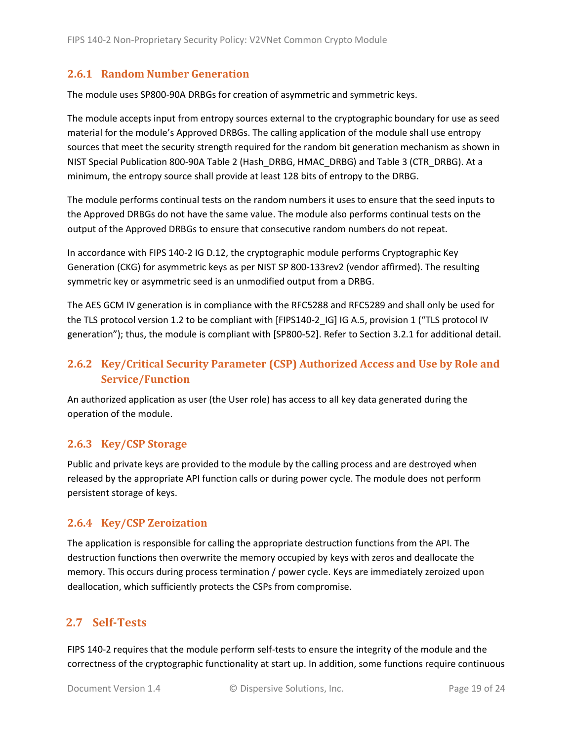### 2.6.1 Random Number Generation

The module uses SP800-90A DRBGs for creation of asymmetric and symmetric keys.

The module accepts input from entropy sources external to the cryptographic boundary for use as seed material for the module's Approved DRBGs. The calling application of the module shall use entropy sources that meet the security strength required for the random bit generation mechanism as shown in NIST Special Publication 800-90A Table 2 (Hash_DRBG, HMAC_DRBG) and Table 3 (CTR_DRBG). At a minimum, the entropy source shall provide at least 128 bits of entropy to the DRBG.

The module performs continual tests on the random numbers it uses to ensure that the seed inputs to the Approved DRBGs do not have the same value. The module also performs continual tests on the output of the Approved DRBGs to ensure that consecutive random numbers do not repeat.

In accordance with FIPS 140-2 IG D.12, the cryptographic module performs Cryptographic Key Generation (CKG) for asymmetric keys as per NIST SP 800-133rev2 (vendor affirmed). The resulting symmetric key or asymmetric seed is an unmodified output from a DRBG.

The AES GCM IV generation is in compliance with the RFC5288 and RFC5289 and shall only be used for the TLS protocol version 1.2 to be compliant with [FIPS140-2_IG] IG A.5, provision 1 ("TLS protocol IV generation"); thus, the module is compliant with [SP800-52]. Refer to Section 3.2.1 for additional detail.

### 2.6.2 Key/Critical Security Parameter (CSP) Authorized Access and Use by Role and Service/Function

An authorized application as user (the User role) has access to all key data generated during the operation of the module.

### 2.6.3 Key/CSP Storage

Public and private keys are provided to the module by the calling process and are destroyed when released by the appropriate API function calls or during power cycle. The module does not perform persistent storage of keys.

### 2.6.4 Key/CSP Zeroization

The application is responsible for calling the appropriate destruction functions from the API. The destruction functions then overwrite the memory occupied by keys with zeros and deallocate the memory. This occurs during process termination / power cycle. Keys are immediately zeroized upon deallocation, which sufficiently protects the CSPs from compromise.

## 2.7 Self-Tests

FIPS 140-2 requires that the module perform self-tests to ensure the integrity of the module and the correctness of the cryptographic functionality at start up. In addition, some functions require continuous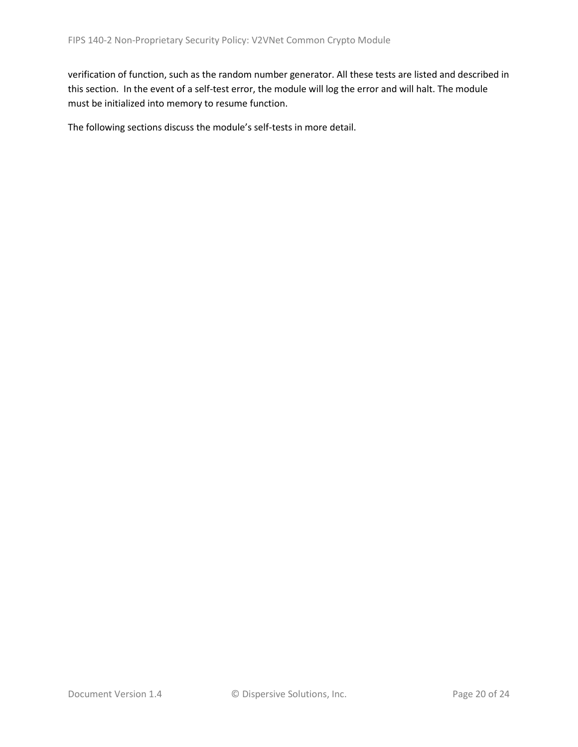verification of function, such as the random number generator. All these tests are listed and described in this section. In the event of a self-test error, the module will log the error and will halt. The module must be initialized into memory to resume function.

The following sections discuss the module's self-tests in more detail.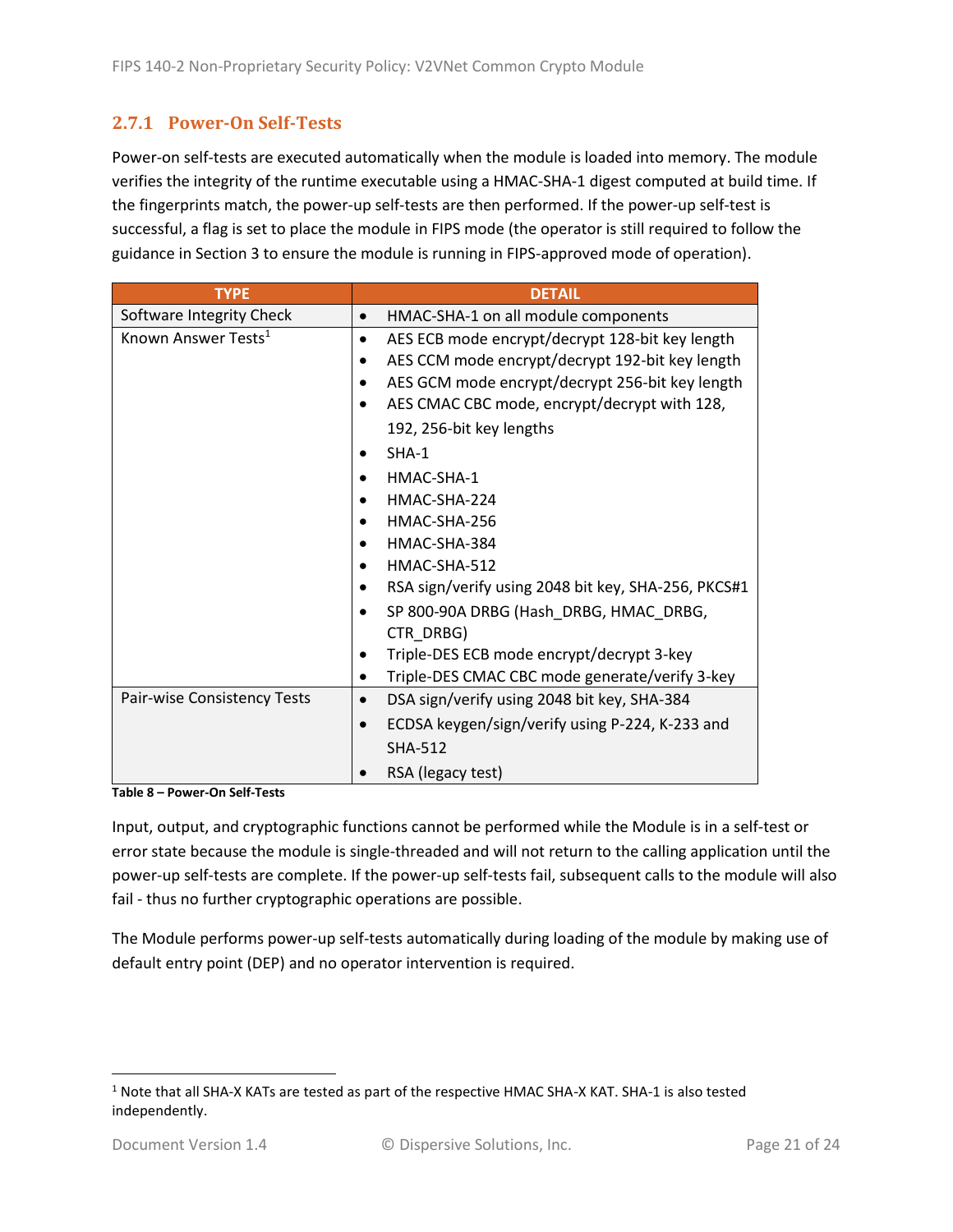### 2.7.1 Power-On Self-Tests

Power-on self-tests are executed automatically when the module is loaded into memory. The module verifies the integrity of the runtime executable using a HMAC-SHA-1 digest computed at build time. If the fingerprints match, the power-up self-tests are then performed. If the power-up self-test is successful, a flag is set to place the module in FIPS mode (the operator is still required to follow the guidance in Section 3 to ensure the module is running in FIPS-approved mode of operation).

| TYPE | DETAIL |
|---|---|
| Software Integrity Check | • HMAC-SHA-1 on all module components |
| Known Answer Tests[1] | • AES ECB mode encrypt/decrypt 128-bit key length<br>• AES CCM mode encrypt/decrypt 192-bit key length<br>• AES GCM mode encrypt/decrypt 256-bit key length<br>• AES CMAC CBC mode, encrypt/decrypt with 128, 192, 256-bit key lengths<br>• SHA-1<br>• HMAC-SHA-1<br>• HMAC-SHA-224<br>• HMAC-SHA-256<br>• HMAC-SHA-384<br>• HMAC-SHA-512<br>• RSA sign/verify using 2048 bit key, SHA-256, PKCS#1<br>• SP 800-90A DRBG (Hash_DRBG, HMAC_DRBG, CTR_DRBG)<br>• Triple-DES ECB mode encrypt/decrypt 3-key<br>• Triple-DES CMAC CBC mode generate/verify 3-key |
| Pair-wise Consistency Tests | • DSA sign/verify using 2048 bit key, SHA-384<br>• ECDSA keygen/sign/verify using P-224, K-233 and SHA-512<br>• RSA (legacy test) |

**Table 8 – Power-On Self-Tests**

Input, output, and cryptographic functions cannot be performed while the Module is in a self-test or error state because the module is single-threaded and will not return to the calling application until the power-up self-tests are complete. If the power-up self-tests fail, subsequent calls to the module will also fail - thus no further cryptographic operations are possible.

The Module performs power-up self-tests automatically during loading of the module by making use of default entry point (DEP) and no operator intervention is required.

[1] Note that all SHA-X KATs are tested as part of the respective HMAC SHA-X KAT. SHA-1 is also tested independently.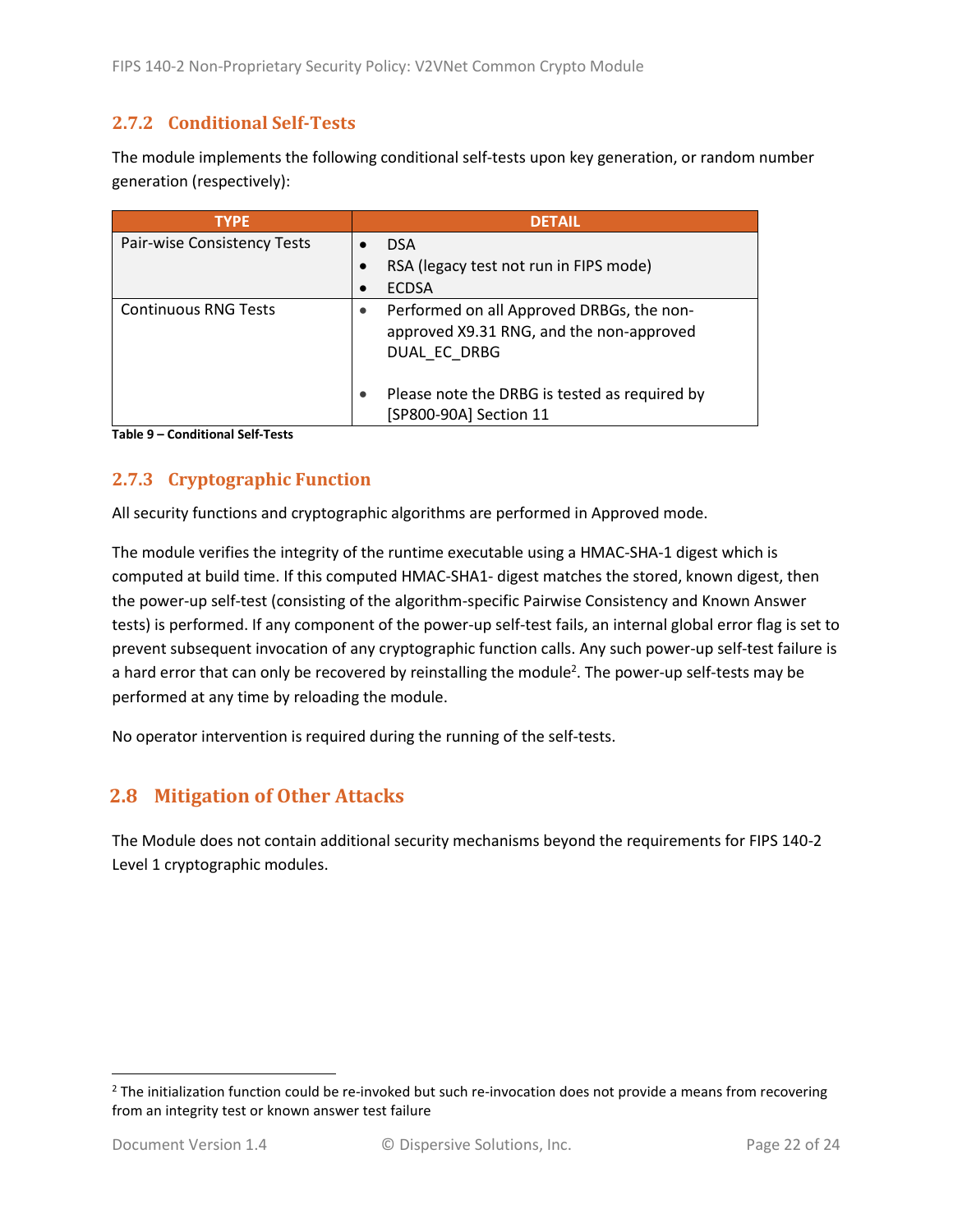### 2.7.2 Conditional Self-Tests

The module implements the following conditional self-tests upon key generation, or random number generation (respectively):

| TYPE | DETAIL |
|---|---|
| Pair-wise Consistency Tests | • DSA<br>• RSA (legacy test not run in FIPS mode)<br>• ECDSA |
| Continuous RNG Tests | • Performed on all Approved DRBGs, the non-approved X9.31 RNG, and the non-approved DUAL_EC_DRBG<br><br>• Please note the DRBG is tested as required by [SP800-90A] Section 11 |

**Table 9 – Conditional Self-Tests**

### 2.7.3 Cryptographic Function

All security functions and cryptographic algorithms are performed in Approved mode.

The module verifies the integrity of the runtime executable using a HMAC-SHA-1 digest which is computed at build time. If this computed HMAC-SHA1- digest matches the stored, known digest, then the power-up self-test (consisting of the algorithm-specific Pairwise Consistency and Known Answer tests) is performed. If any component of the power-up self-test fails, an internal global error flag is set to prevent subsequent invocation of any cryptographic function calls. Any such power-up self-test failure is a hard error that can only be recovered by reinstalling the module[2]. The power-up self-tests may be performed at any time by reloading the module.

No operator intervention is required during the running of the self-tests.

## 2.8 Mitigation of Other Attacks

The Module does not contain additional security mechanisms beyond the requirements for FIPS 140-2 Level 1 cryptographic modules.

---

[2] The initialization function could be re-invoked but such re-invocation does not provide a means from recovering from an integrity test or known answer test failure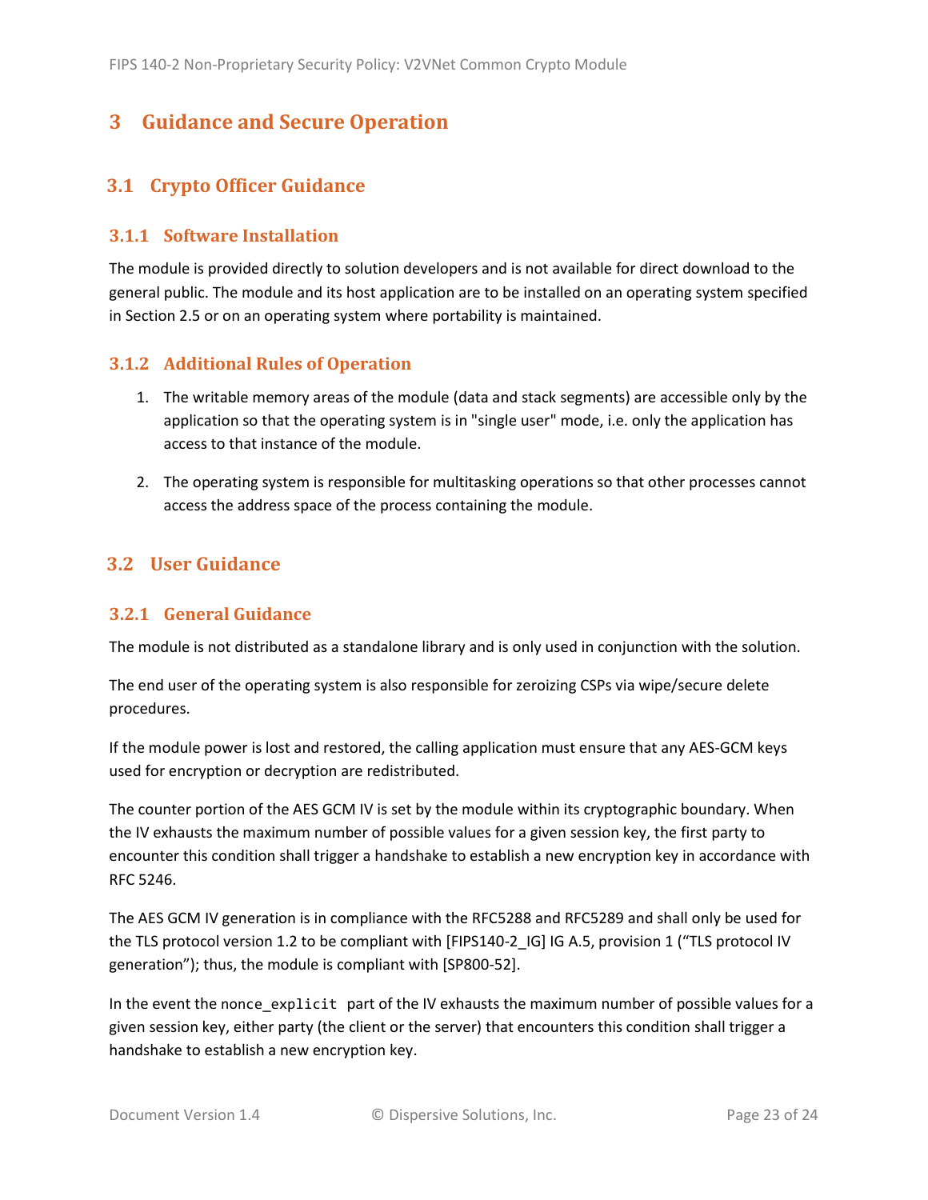# 3 Guidance and Secure Operation

## 3.1 Crypto Officer Guidance

### 3.1.1 Software Installation

The module is provided directly to solution developers and is not available for direct download to the general public. The module and its host application are to be installed on an operating system specified in Section 2.5 or on an operating system where portability is maintained.

### 3.1.2 Additional Rules of Operation

1. The writable memory areas of the module (data and stack segments) are accessible only by the application so that the operating system is in "single user" mode, i.e. only the application has access to that instance of the module.
2. The operating system is responsible for multitasking operations so that other processes cannot access the address space of the process containing the module.

## 3.2 User Guidance

### 3.2.1 General Guidance

The module is not distributed as a standalone library and is only used in conjunction with the solution.

The end user of the operating system is also responsible for zeroizing CSPs via wipe/secure delete procedures.

If the module power is lost and restored, the calling application must ensure that any AES-GCM keys used for encryption or decryption are redistributed.

The counter portion of the AES GCM IV is set by the module within its cryptographic boundary. When the IV exhausts the maximum number of possible values for a given session key, the first party to encounter this condition shall trigger a handshake to establish a new encryption key in accordance with RFC 5246.

The AES GCM IV generation is in compliance with the RFC5288 and RFC5289 and shall only be used for the TLS protocol version 1.2 to be compliant with [FIPS140-2_IG] IG A.5, provision 1 ("TLS protocol IV generation"); thus, the module is compliant with [SP800-52].

In the event the `nonce_explicit` part of the IV exhausts the maximum number of possible values for a given session key, either party (the client or the server) that encounters this condition shall trigger a handshake to establish a new encryption key.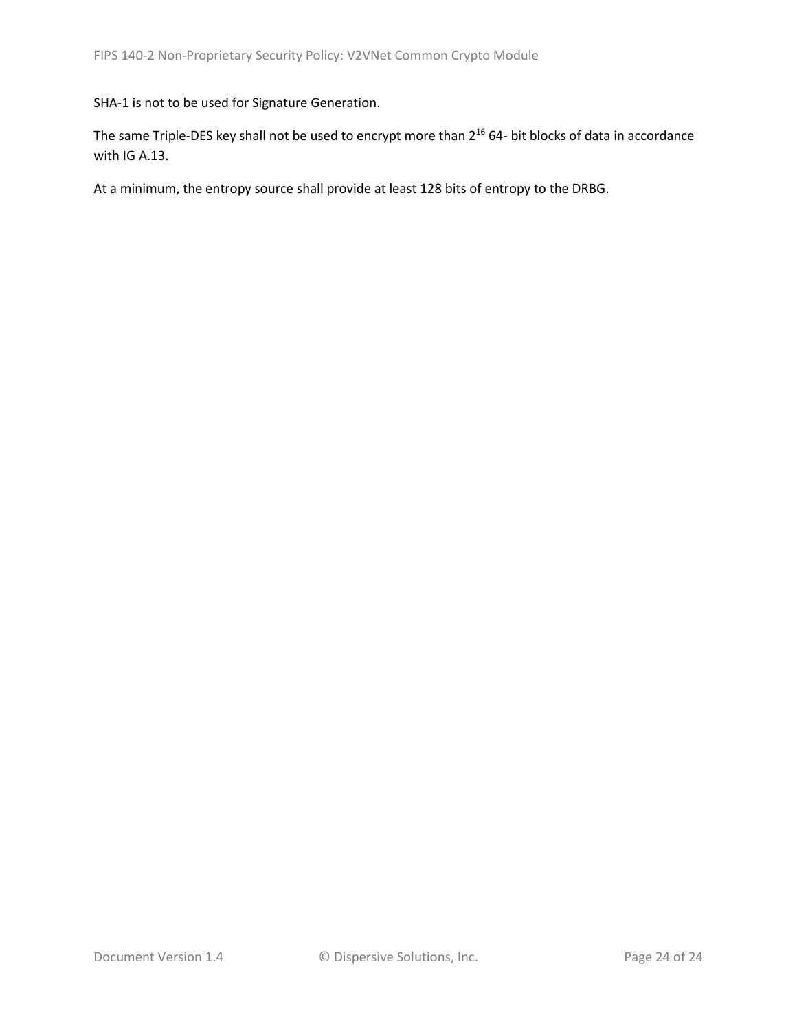SHA-1 is not to be used for Signature Generation.

The same Triple-DES key shall not be used to encrypt more than $2^{16}$ 64- bit blocks of data in accordance with IG A.13.

At a minimum, the entropy source shall provide at least 128 bits of entropy to the DRBG.